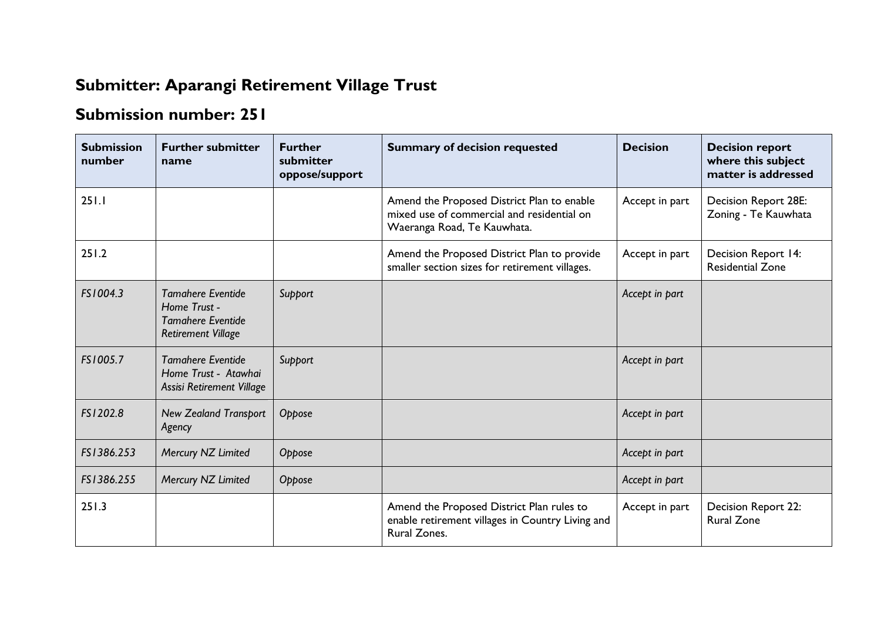## Submitter: Aparangi Retirement Village Trust

## Submission number: 251

| Submission number | Further submitter name | Further submitter oppose/support | Summary of decision requested | Decision | Decision report where this subject matter is addressed |
|---|---|---|---|---|---|
| 251.1 | | | Amend the Proposed District Plan to enable mixed use of commercial and residential on Waeranga Road, Te Kauwhata. | Accept in part | Decision Report 28E: Zoning - Te Kauwhata |
| 251.2 | | | Amend the Proposed District Plan to provide smaller section sizes for retirement villages. | Accept in part | Decision Report 14: Residential Zone |
| *FS1004.3* | *Tamahere Eventide Home Trust - Tamahere Eventide Retirement Village* | *Support* | | *Accept in part* | |
| *FS1005.7* | *Tamahere Eventide Home Trust - Atawhai Assisi Retirement Village* | *Support* | | *Accept in part* | |
| *FS1202.8* | *New Zealand Transport Agency* | *Oppose* | | *Accept in part* | |
| *FS1386.253* | *Mercury NZ Limited* | *Oppose* | | *Accept in part* | |
| *FS1386.255* | *Mercury NZ Limited* | *Oppose* | | *Accept in part* | |
| 251.3 | | | Amend the Proposed District Plan rules to enable retirement villages in Country Living and Rural Zones. | Accept in part | Decision Report 22: Rural Zone |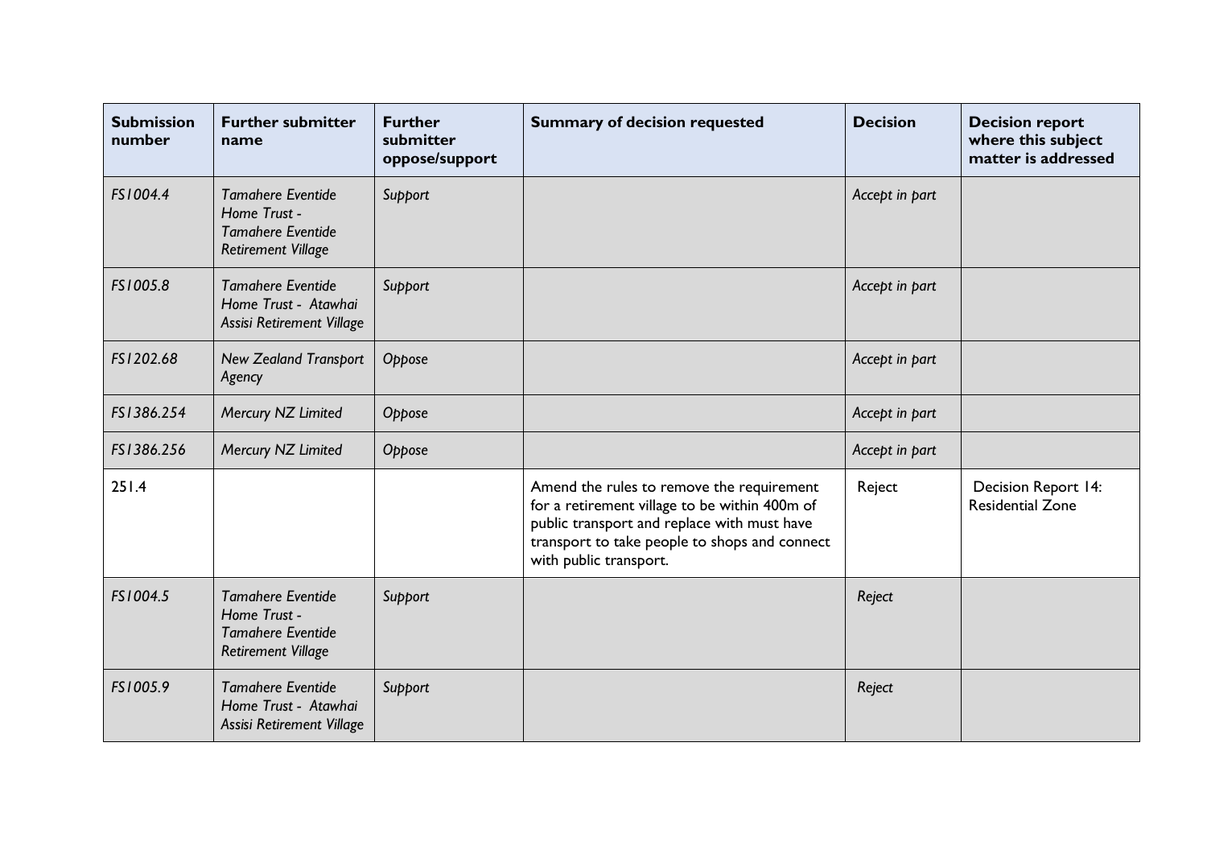| Submission number | Further submitter name | Further submitter oppose/support | Summary of decision requested | Decision | Decision report where this subject matter is addressed |
|---|---|---|---|---|---|
| *FS1004.4* | *Tamahere Eventide Home Trust - Tamahere Eventide Retirement Village* | *Support* | | *Accept in part* | |
| *FS1005.8* | *Tamahere Eventide Home Trust - Atawhai Assisi Retirement Village* | *Support* | | *Accept in part* | |
| *FS1202.68* | *New Zealand Transport Agency* | *Oppose* | | *Accept in part* | |
| *FS1386.254* | *Mercury NZ Limited* | *Oppose* | | *Accept in part* | |
| *FS1386.256* | *Mercury NZ Limited* | *Oppose* | | *Accept in part* | |
| 251.4 | | | Amend the rules to remove the requirement for a retirement village to be within 400m of public transport and replace with must have transport to take people to shops and connect with public transport. | Reject | Decision Report 14: Residential Zone |
| *FS1004.5* | *Tamahere Eventide Home Trust - Tamahere Eventide Retirement Village* | *Support* | | *Reject* | |
| *FS1005.9* | *Tamahere Eventide Home Trust - Atawhai Assisi Retirement Village* | *Support* | | *Reject* | |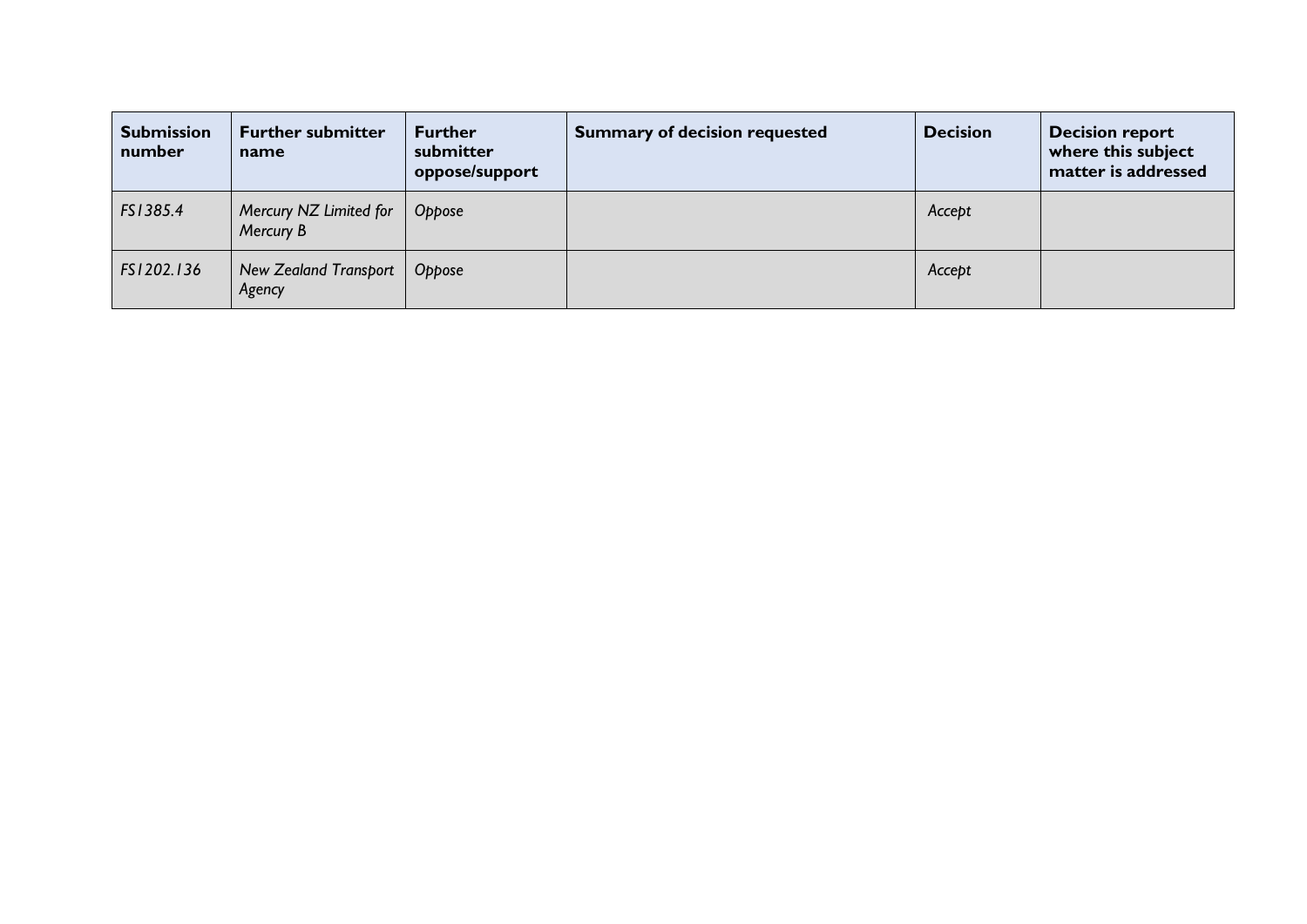| Submission number | Further submitter name | Further submitter oppose/support | Summary of decision requested | Decision | Decision report where this subject matter is addressed |
|---|---|---|---|---|---|
| *FS1385.4* | *Mercury NZ Limited for Mercury B* | *Oppose* | | *Accept* | |
| *FS1202.136* | *New Zealand Transport Agency* | *Oppose* | | *Accept* | |